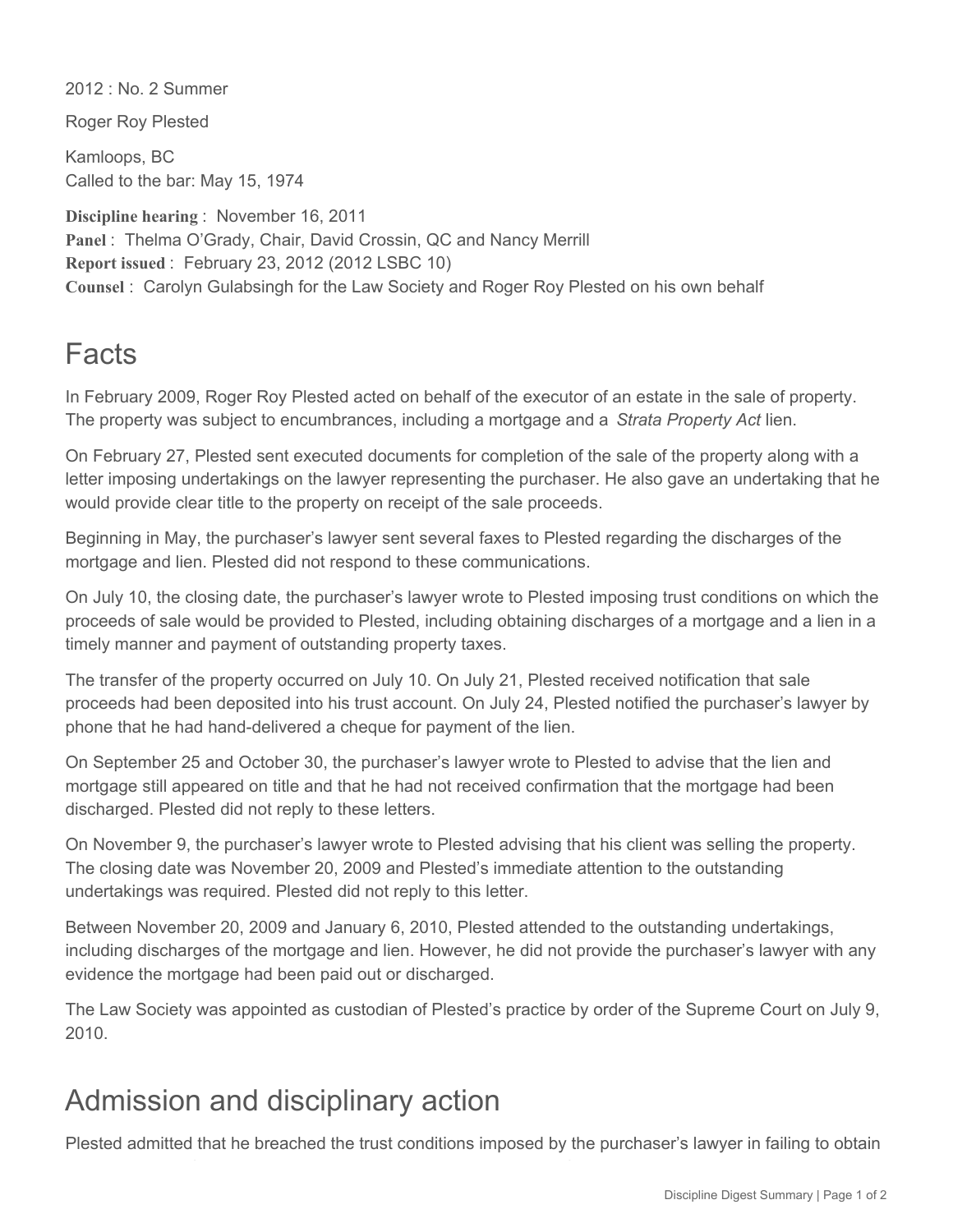2012 : No. 2 Summer

Roger Roy Plested

Kamloops, BC
Called to the bar: May 15, 1974

**Discipline hearing** : November 16, 2011
**Panel** : Thelma O'Grady, Chair, David Crossin, QC and Nancy Merrill
**Report issued** : February 23, 2012 (2012 LSBC 10)
**Counsel** : Carolyn Gulabsingh for the Law Society and Roger Roy Plested on his own behalf

# Facts

In February 2009, Roger Roy Plested acted on behalf of the executor of an estate in the sale of property. The property was subject to encumbrances, including a mortgage and a *Strata Property Act* lien.

On February 27, Plested sent executed documents for completion of the sale of the property along with a letter imposing undertakings on the lawyer representing the purchaser. He also gave an undertaking that he would provide clear title to the property on receipt of the sale proceeds.

Beginning in May, the purchaser's lawyer sent several faxes to Plested regarding the discharges of the mortgage and lien. Plested did not respond to these communications.

On July 10, the closing date, the purchaser's lawyer wrote to Plested imposing trust conditions on which the proceeds of sale would be provided to Plested, including obtaining discharges of a mortgage and a lien in a timely manner and payment of outstanding property taxes.

The transfer of the property occurred on July 10. On July 21, Plested received notification that sale proceeds had been deposited into his trust account. On July 24, Plested notified the purchaser's lawyer by phone that he had hand-delivered a cheque for payment of the lien.

On September 25 and October 30, the purchaser's lawyer wrote to Plested to advise that the lien and mortgage still appeared on title and that he had not received confirmation that the mortgage had been discharged. Plested did not reply to these letters.

On November 9, the purchaser's lawyer wrote to Plested advising that his client was selling the property. The closing date was November 20, 2009 and Plested's immediate attention to the outstanding undertakings was required. Plested did not reply to this letter.

Between November 20, 2009 and January 6, 2010, Plested attended to the outstanding undertakings, including discharges of the mortgage and lien. However, he did not provide the purchaser's lawyer with any evidence the mortgage had been paid out or discharged.

The Law Society was appointed as custodian of Plested's practice by order of the Supreme Court on July 9, 2010.

# Admission and disciplinary action

Plested admitted that he breached the trust conditions imposed by the purchaser's lawyer in failing to obtain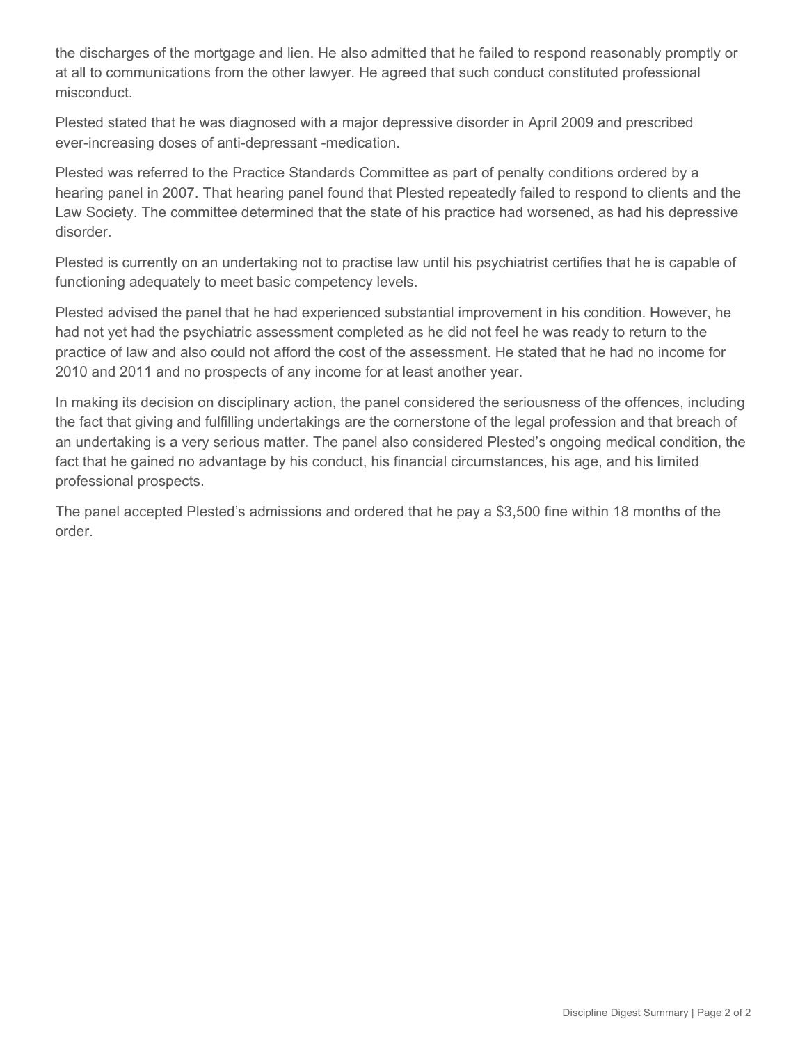the discharges of the mortgage and lien. He also admitted that he failed to respond reasonably promptly or at all to communications from the other lawyer. He agreed that such conduct constituted professional misconduct.

Plested stated that he was diagnosed with a major depressive disorder in April 2009 and prescribed ever-increasing doses of anti-depressant -medication.

Plested was referred to the Practice Standards Committee as part of penalty conditions ordered by a hearing panel in 2007. That hearing panel found that Plested repeatedly failed to respond to clients and the Law Society. The committee determined that the state of his practice had worsened, as had his depressive disorder.

Plested is currently on an undertaking not to practise law until his psychiatrist certifies that he is capable of functioning adequately to meet basic competency levels.

Plested advised the panel that he had experienced substantial improvement in his condition. However, he had not yet had the psychiatric assessment completed as he did not feel he was ready to return to the practice of law and also could not afford the cost of the assessment. He stated that he had no income for 2010 and 2011 and no prospects of any income for at least another year.

In making its decision on disciplinary action, the panel considered the seriousness of the offences, including the fact that giving and fulfilling undertakings are the cornerstone of the legal profession and that breach of an undertaking is a very serious matter. The panel also considered Plested's ongoing medical condition, the fact that he gained no advantage by his conduct, his financial circumstances, his age, and his limited professional prospects.

The panel accepted Plested's admissions and ordered that he pay a $3,500 fine within 18 months of the order.